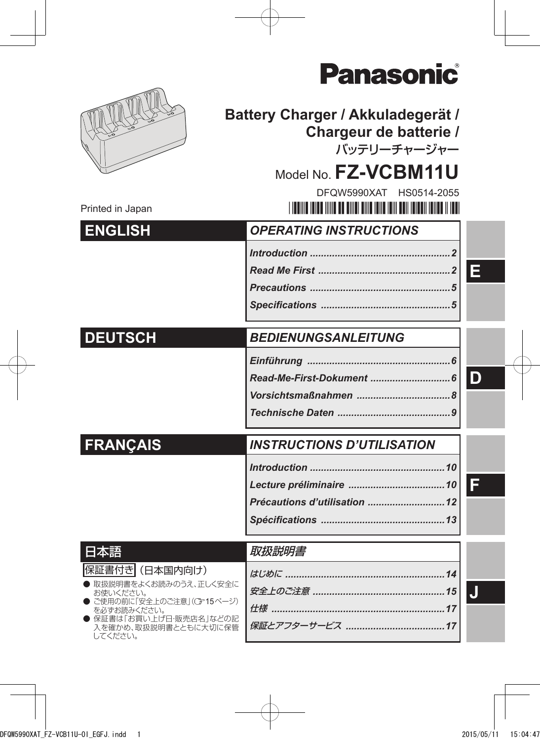Panasonic®

# Battery Charger / Akkuladegerät / Chargeur de batterie / バッテリーチャージャー

Model No. **FZ-VCBM11U**

DFQW5990XAT HS0514-2055

Printed in Japan

## ENGLISH

### *OPERATING INSTRUCTIONS*

| | |
|---|---|
| *Introduction* | 2 |
| *Read Me First* | 2 |
| *Precautions* | 5 |
| *Specifications* | 5 |

## DEUTSCH

### *BEDIENUNGSANLEITUNG*

| | |
|---|---|
| *Einführung* | 6 |
| *Read-Me-First-Dokument* | 6 |
| *Vorsichtsmaßnahmen* | 8 |
| *Technische Daten* | 9 |

## FRANÇAIS

### *INSTRUCTIONS D'UTILISATION*

| | |
|---|---|
| *Introduction* | 10 |
| *Lecture préliminaire* | 10 |
| *Précautions d'utilisation* | 12 |
| *Spécifications* | 13 |

## 日本語

保証書付き（日本国内向け）

- 取扱説明書をよくお読みのうえ、正しく安全にお使いください。
- ご使用の前に「安全上のご注意」（☞15ページ）を必ずお読みください。
- 保証書は「お買い上げ日・販売店名」などの記入を確かめ、取扱説明書とともに大切に保管してください。

### *取扱説明書*

| | |
|---|---|
| *はじめに* | 14 |
| *安全上のご注意* | 15 |
| *仕様* | 17 |
| *保証とアフターサービス* | 17 |

E

D

F

J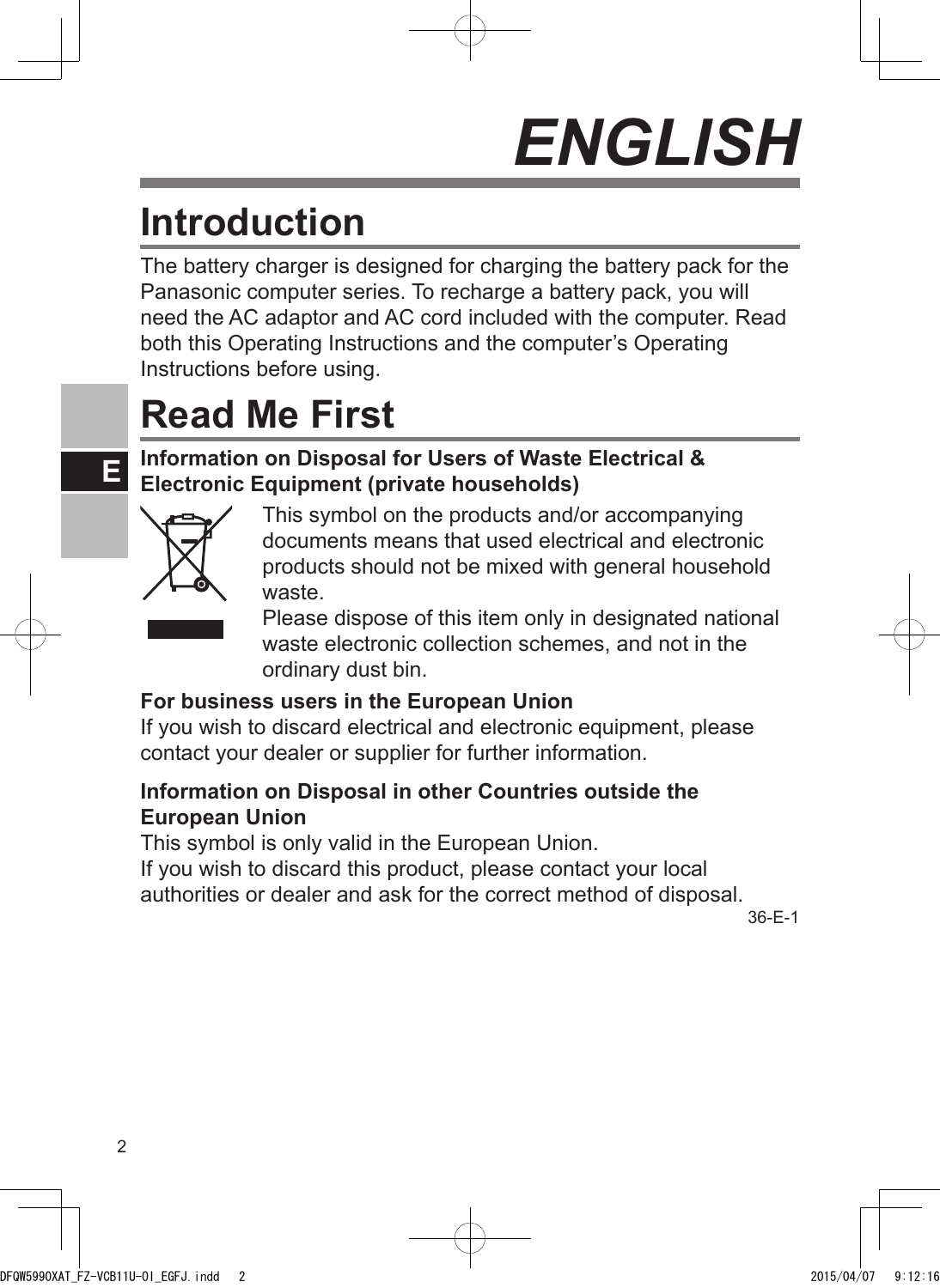# ENGLISH

## Introduction

The battery charger is designed for charging the battery pack for the Panasonic computer series. To recharge a battery pack, you will need the AC adaptor and AC cord included with the computer. Read both this Operating Instructions and the computer's Operating Instructions before using.

## Read Me First

**Information on Disposal for Users of Waste Electrical & Electronic Equipment (private households)**

This symbol on the products and/or accompanying documents means that used electrical and electronic products should not be mixed with general household waste.
Please dispose of this item only in designated national waste electronic collection schemes, and not in the ordinary dust bin.

**For business users in the European Union**
If you wish to discard electrical and electronic equipment, please contact your dealer or supplier for further information.

**Information on Disposal in other Countries outside the European Union**
This symbol is only valid in the European Union.
If you wish to discard this product, please contact your local authorities or dealer and ask for the correct method of disposal.

36-E-1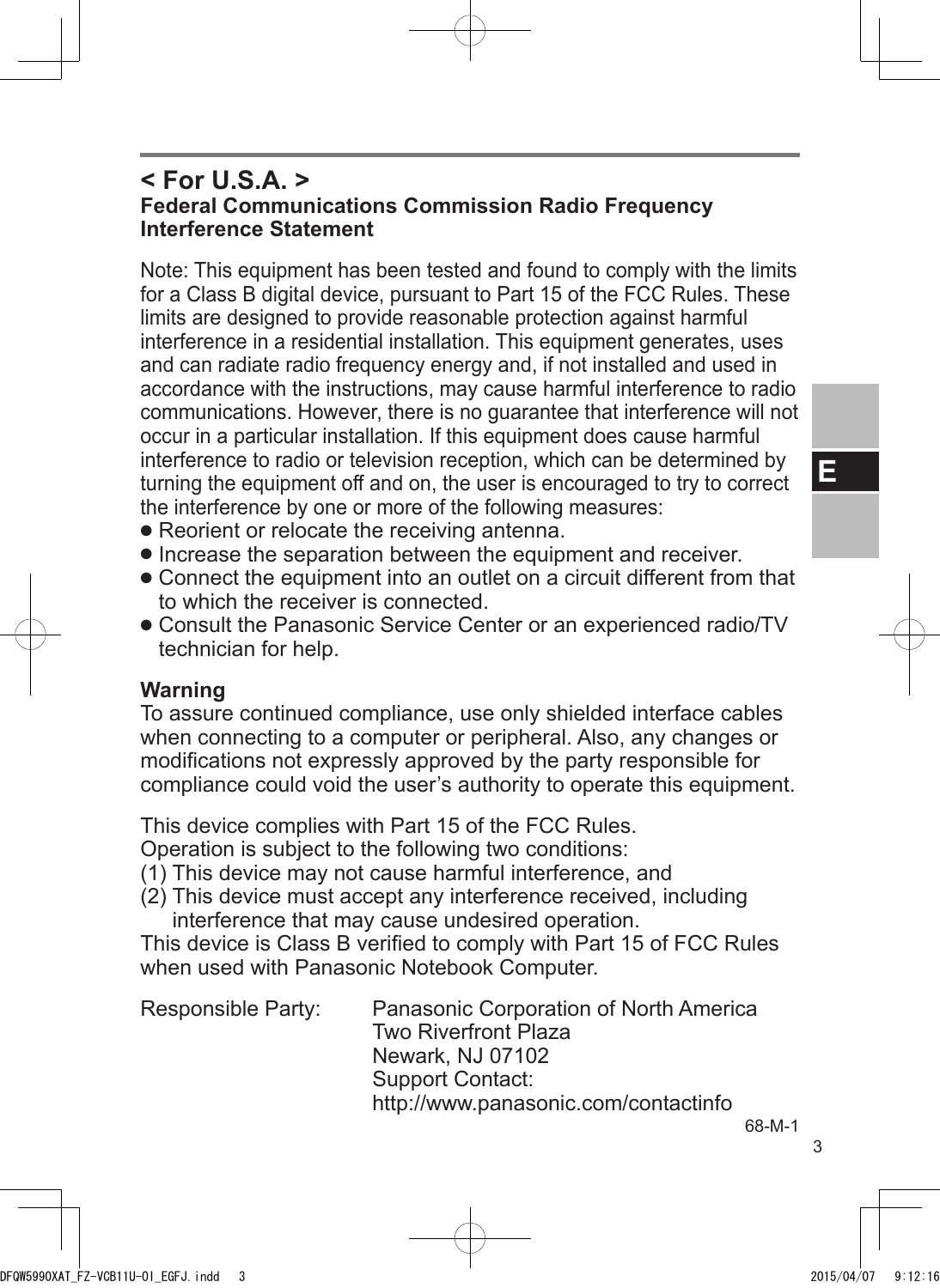## < For U.S.A. >

### Federal Communications Commission Radio Frequency Interference Statement

Note: This equipment has been tested and found to comply with the limits for a Class B digital device, pursuant to Part 15 of the FCC Rules. These limits are designed to provide reasonable protection against harmful interference in a residential installation. This equipment generates, uses and can radiate radio frequency energy and, if not installed and used in accordance with the instructions, may cause harmful interference to radio communications. However, there is no guarantee that interference will not occur in a particular installation. If this equipment does cause harmful interference to radio or television reception, which can be determined by turning the equipment off and on, the user is encouraged to try to correct the interference by one or more of the following measures:

- Reorient or relocate the receiving antenna.
- Increase the separation between the equipment and receiver.
- Connect the equipment into an outlet on a circuit different from that to which the receiver is connected.
- Consult the Panasonic Service Center or an experienced radio/TV technician for help.

**Warning**

To assure continued compliance, use only shielded interface cables when connecting to a computer or peripheral. Also, any changes or modifications not expressly approved by the party responsible for compliance could void the user's authority to operate this equipment.

This device complies with Part 15 of the FCC Rules.
Operation is subject to the following two conditions:

(1) This device may not cause harmful interference, and
(2) This device must accept any interference received, including interference that may cause undesired operation.

This device is Class B verified to comply with Part 15 of FCC Rules when used with Panasonic Notebook Computer.

Responsible Party: Panasonic Corporation of North America
Two Riverfront Plaza
Newark, NJ 07102
Support Contact:
http://www.panasonic.com/contactinfo

68-M-1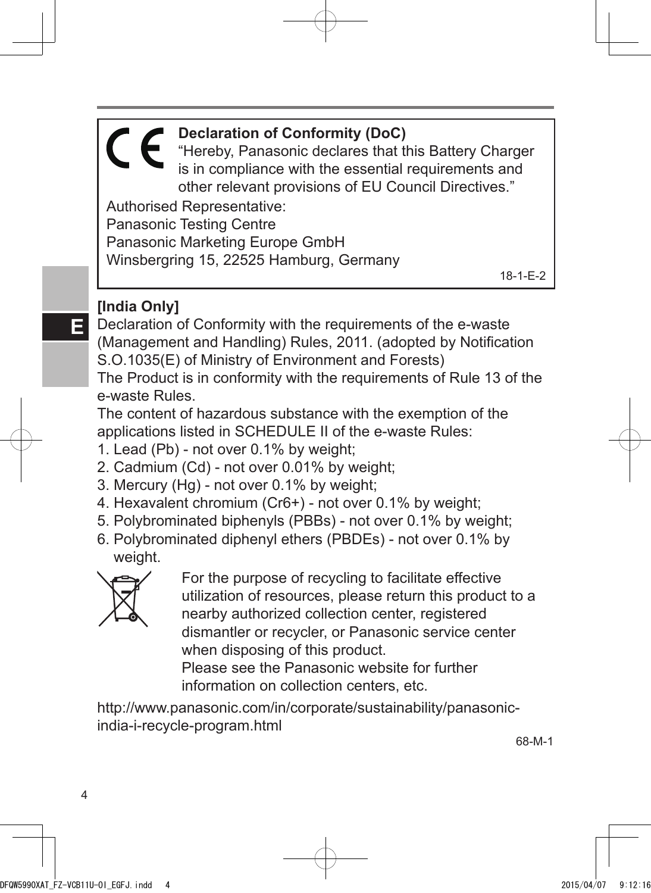**Declaration of Conformity (DoC)**

"Hereby, Panasonic declares that this Battery Charger is in compliance with the essential requirements and other relevant provisions of EU Council Directives."

Authorised Representative:
Panasonic Testing Centre
Panasonic Marketing Europe GmbH
Winsbergring 15, 22525 Hamburg, Germany

18-1-E-2

**[India Only]**

Declaration of Conformity with the requirements of the e-waste (Management and Handling) Rules, 2011. (adopted by Notification S.O.1035(E) of Ministry of Environment and Forests)

The Product is in conformity with the requirements of Rule 13 of the e-waste Rules.

The content of hazardous substance with the exemption of the applications listed in SCHEDULE II of the e-waste Rules:

1. Lead (Pb) - not over 0.1% by weight;
2. Cadmium (Cd) - not over 0.01% by weight;
3. Mercury (Hg) - not over 0.1% by weight;
4. Hexavalent chromium ($Cr^{6+}$) - not over 0.1% by weight;
5. Polybrominated biphenyls (PBBs) - not over 0.1% by weight;
6. Polybrominated diphenyl ethers (PBDEs) - not over 0.1% by weight.

For the purpose of recycling to facilitate effective utilization of resources, please return this product to a nearby authorized collection center, registered dismantler or recycler, or Panasonic service center when disposing of this product.
Please see the Panasonic website for further information on collection centers, etc.

http://www.panasonic.com/in/corporate/sustainability/panasonic-india-i-recycle-program.html

68-M-1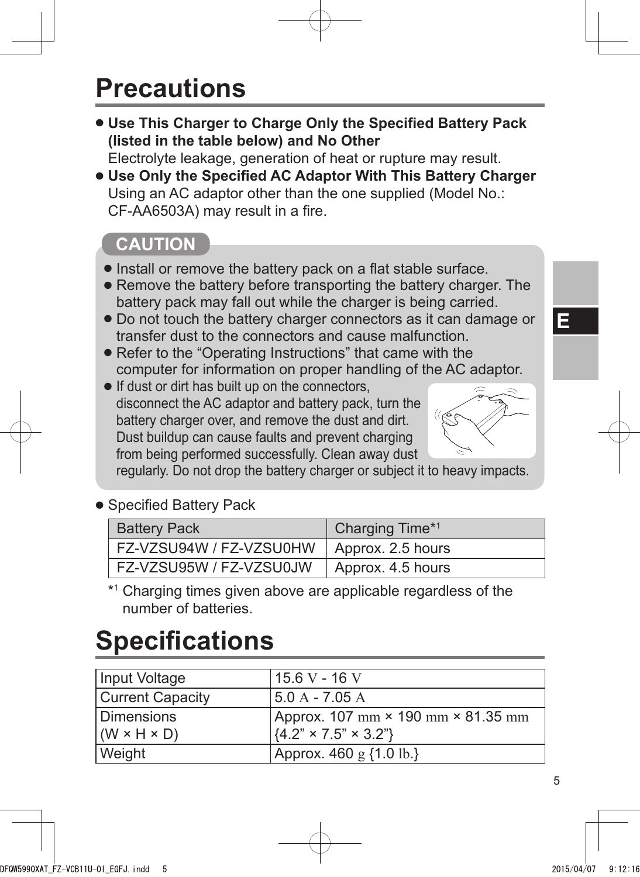# Precautions

- **Use This Charger to Charge Only the Specified Battery Pack (listed in the table below) and No Other**
  Electrolyte leakage, generation of heat or rupture may result.
- **Use Only the Specified AC Adaptor With This Battery Charger**
  Using an AC adaptor other than the one supplied (Model No.: CF-AA6503A) may result in a fire.

**CAUTION**

- Install or remove the battery pack on a flat stable surface.
- Remove the battery before transporting the battery charger. The battery pack may fall out while the charger is being carried.
- Do not touch the battery charger connectors as it can damage or transfer dust to the connectors and cause malfunction.
- Refer to the “Operating Instructions” that came with the computer for information on proper handling of the AC adaptor.
- If dust or dirt has built up on the connectors, disconnect the AC adaptor and battery pack, turn the battery charger over, and remove the dust and dirt. Dust buildup can cause faults and prevent charging from being performed successfully. Clean away dust regularly. Do not drop the battery charger or subject it to heavy impacts.

- Specified Battery Pack

| Battery Pack | Charging Time*[1] |
|---|---|
| FZ-VZSU94W / FZ-VZSU0HW | Approx. 2.5 hours |
| FZ-VZSU95W / FZ-VZSU0JW | Approx. 4.5 hours |

*[1] Charging times given above are applicable regardless of the number of batteries.

# Specifications

| | |
|---|---|
| Input Voltage | 15.6 V - 16 V |
| Current Capacity | 5.0 A - 7.05 A |
| Dimensions (W × H × D) | Approx. 107 mm × 190 mm × 81.35 mm {4.2” × 7.5” × 3.2”} |
| Weight | Approx. 460 g {1.0 lb.} |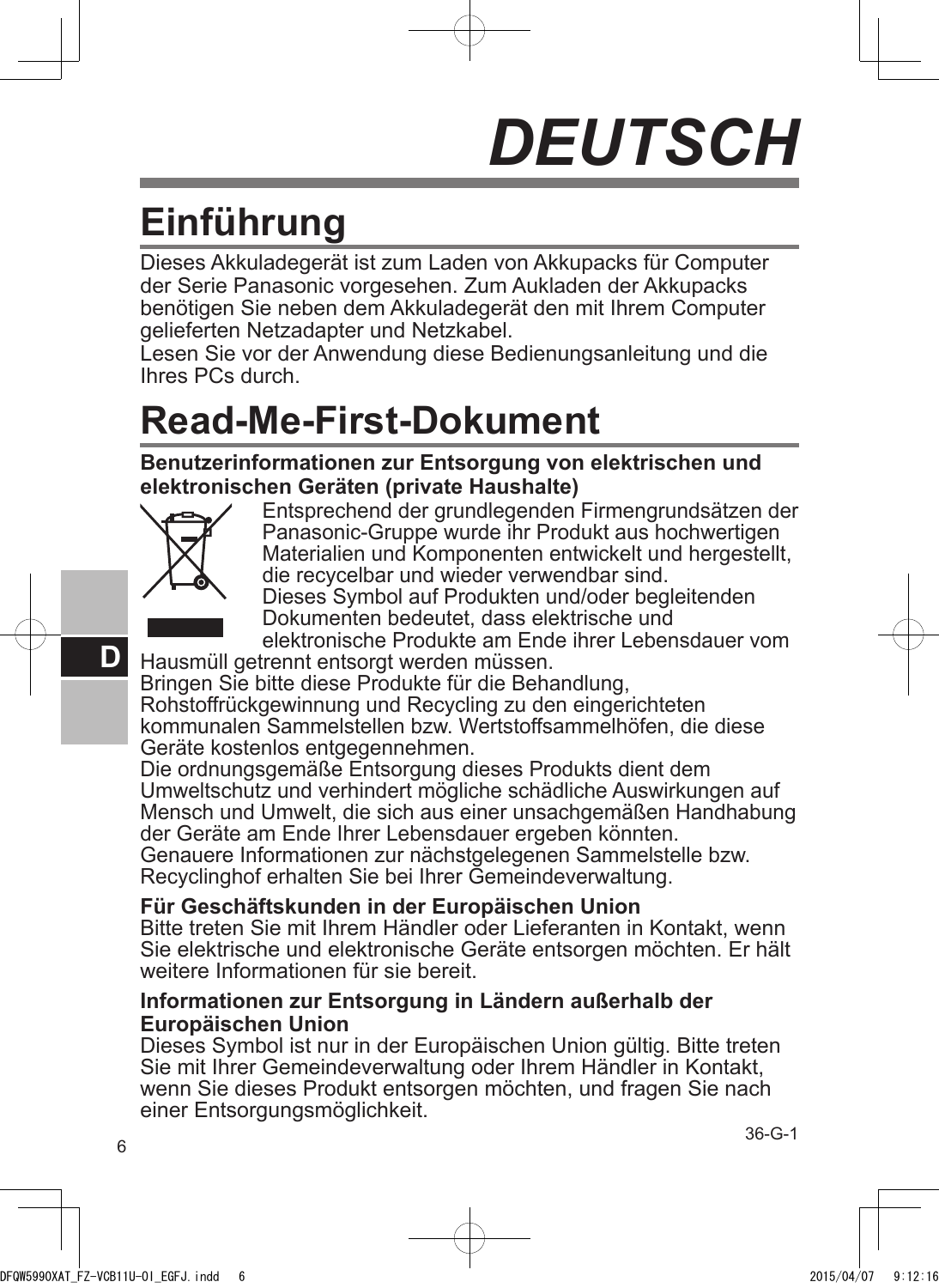# DEUTSCH

## Einführung

Dieses Akkuladegerät ist zum Laden von Akkupacks für Computer der Serie Panasonic vorgesehen. Zum Aukladen der Akkupacks benötigen Sie neben dem Akkuladegerät den mit Ihrem Computer gelieferten Netzadapter und Netzkabel.
Lesen Sie vor der Anwendung diese Bedienungsanleitung und die Ihres PCs durch.

## Read-Me-First-Dokument

**Benutzerinformationen zur Entsorgung von elektrischen und elektronischen Geräten (private Haushalte)**

Entsprechend der grundlegenden Firmengrundsätzen der Panasonic-Gruppe wurde ihr Produkt aus hochwertigen Materialien und Komponenten entwickelt und hergestellt, die recycelbar und wieder verwendbar sind.
Dieses Symbol auf Produkten und/oder begleitenden Dokumenten bedeutet, dass elektrische und elektronische Produkte am Ende ihrer Lebensdauer vom Hausmüll getrennt entsorgt werden müssen.
Bringen Sie bitte diese Produkte für die Behandlung, Rohstoffrückgewinnung und Recycling zu den eingerichteten kommunalen Sammelstellen bzw. Wertstoffsammelhöfen, die diese Geräte kostenlos entgegennehmen.
Die ordnungsgemäße Entsorgung dieses Produkts dient dem Umweltschutz und verhindert mögliche schädliche Auswirkungen auf Mensch und Umwelt, die sich aus einer unsachgemäßen Handhabung der Geräte am Ende Ihrer Lebensdauer ergeben könnten.
Genauere Informationen zur nächstgelegenen Sammelstelle bzw. Recyclinghof erhalten Sie bei Ihrer Gemeindeverwaltung.

**Für Geschäftskunden in der Europäischen Union**
Bitte treten Sie mit Ihrem Händler oder Lieferanten in Kontakt, wenn Sie elektrische und elektronische Geräte entsorgen möchten. Er hält weitere Informationen für sie bereit.

**Informationen zur Entsorgung in Ländern außerhalb der Europäischen Union**
Dieses Symbol ist nur in der Europäischen Union gültig. Bitte treten Sie mit Ihrer Gemeindeverwaltung oder Ihrem Händler in Kontakt, wenn Sie dieses Produkt entsorgen möchten, und fragen Sie nach einer Entsorgungsmöglichkeit.

36-G-1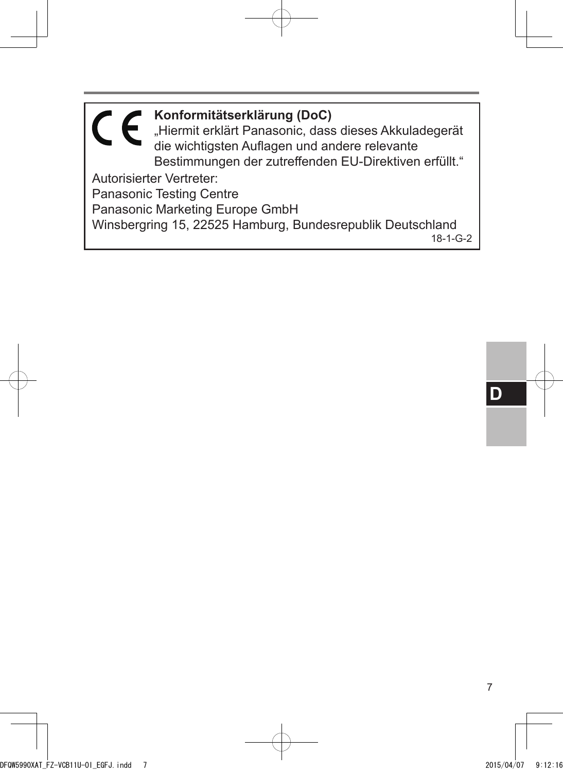**Konformitätserklärung (DoC)**

„Hiermit erklärt Panasonic, dass dieses Akkuladegerät die wichtigsten Auflagen und andere relevante Bestimmungen der zutreffenden EU-Direktiven erfüllt.“

Autorisierter Vertreter:
Panasonic Testing Centre
Panasonic Marketing Europe GmbH
Winsbergring 15, 22525 Hamburg, Bundesrepublik Deutschland

18-1-G-2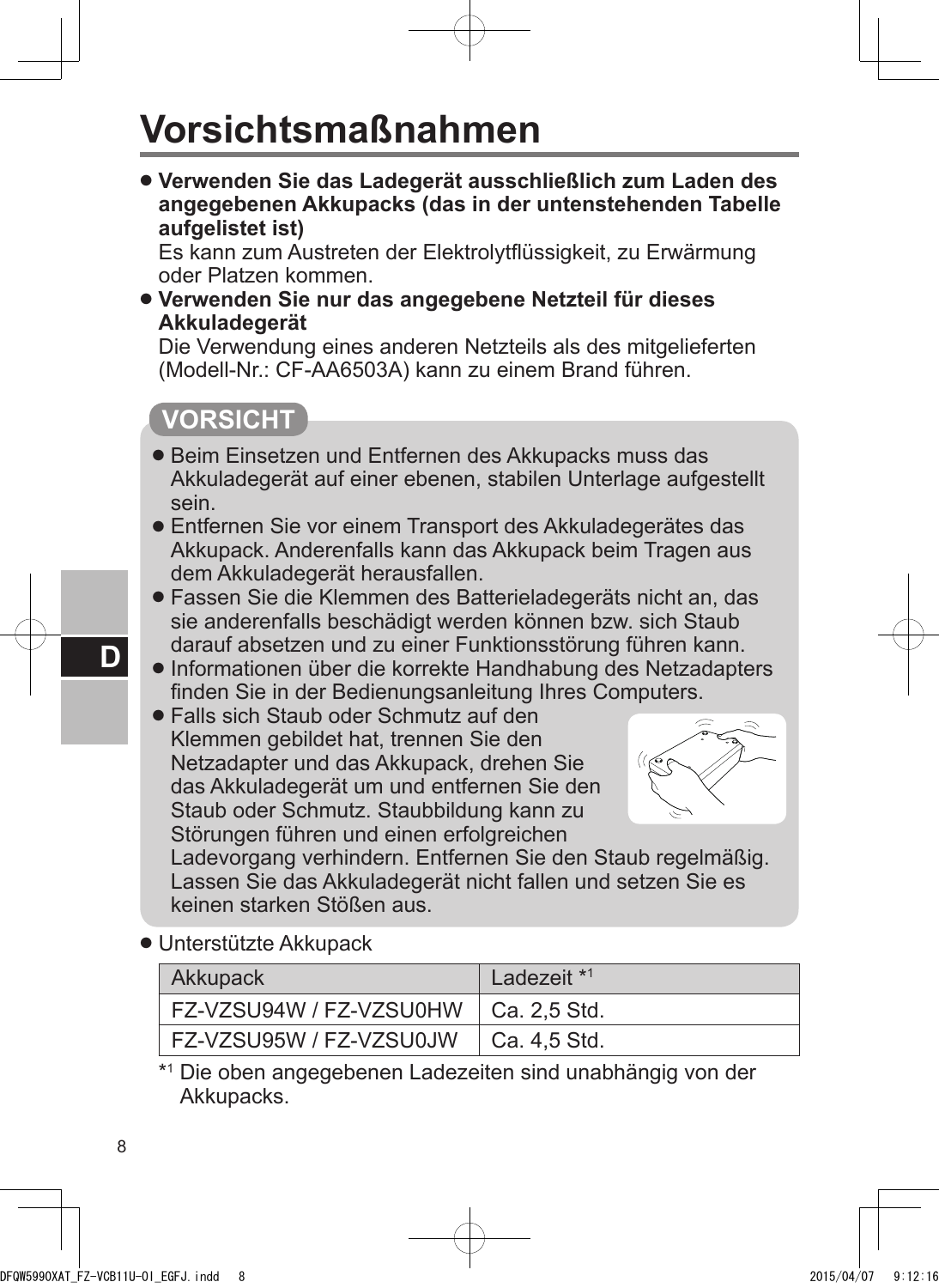# Vorsichtsmaßnahmen

- **Verwenden Sie das Ladegerät ausschließlich zum Laden des angegebenen Akkupacks (das in der untenstehenden Tabelle aufgelistet ist)**
  Es kann zum Austreten der Elektrolytflüssigkeit, zu Erwärmung oder Platzen kommen.
- **Verwenden Sie nur das angegebene Netzteil für dieses Akkuladegerät**
  Die Verwendung eines anderen Netzteils als des mitgelieferten (Modell-Nr.: CF-AA6503A) kann zu einem Brand führen.

**VORSICHT**

- Beim Einsetzen und Entfernen des Akkupacks muss das Akkuladegerät auf einer ebenen, stabilen Unterlage aufgestellt sein.
- Entfernen Sie vor einem Transport des Akkuladegerätes das Akkupack. Anderenfalls kann das Akkupack beim Tragen aus dem Akkuladegerät herausfallen.
- Fassen Sie die Klemmen des Batterieladegeräts nicht an, das sie anderenfalls beschädigt werden können bzw. sich Staub darauf absetzen und zu einer Funktionsstörung führen kann.
- Informationen über die korrekte Handhabung des Netzadapters finden Sie in der Bedienungsanleitung Ihres Computers.
- Falls sich Staub oder Schmutz auf den Klemmen gebildet hat, trennen Sie den Netzadapter und das Akkupack, drehen Sie das Akkuladegerät um und entfernen Sie den Staub oder Schmutz. Staubbildung kann zu Störungen führen und einen erfolgreichen Ladevorgang verhindern. Entfernen Sie den Staub regelmäßig. Lassen Sie das Akkuladegerät nicht fallen und setzen Sie es keinen starken Stößen aus.

- Unterstützte Akkupack

| Akkupack | Ladezeit *[1] |
|---|---|
| FZ-VZSU94W / FZ-VZSU0HW | Ca. 2,5 Std. |
| FZ-VZSU95W / FZ-VZSU0JW | Ca. 4,5 Std. |

*[1] Die oben angegebenen Ladezeiten sind unabhängig von der Akkupacks.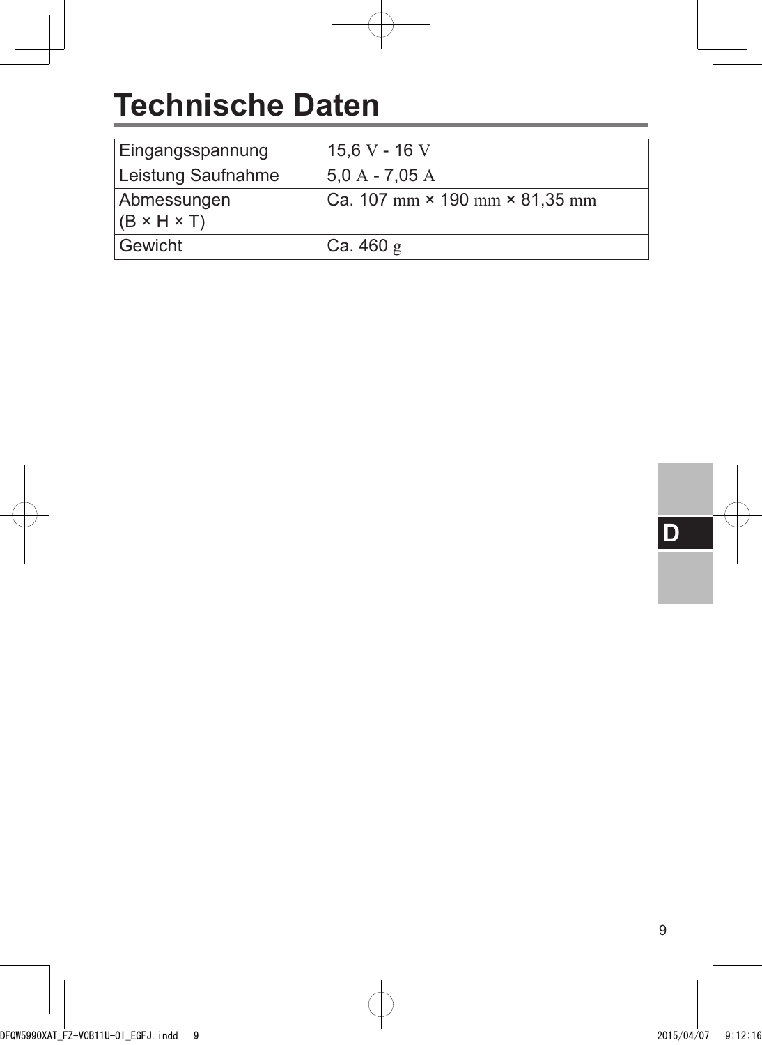# Technische Daten

| Eingangsspannung | 15,6 V - 16 V |
|---|---|
| Leistung Saufnahme | 5,0 A - 7,05 A |
| Abmessungen (B × H × T) | Ca. 107 mm × 190 mm × 81,35 mm |
| Gewicht | Ca. 460 g |

D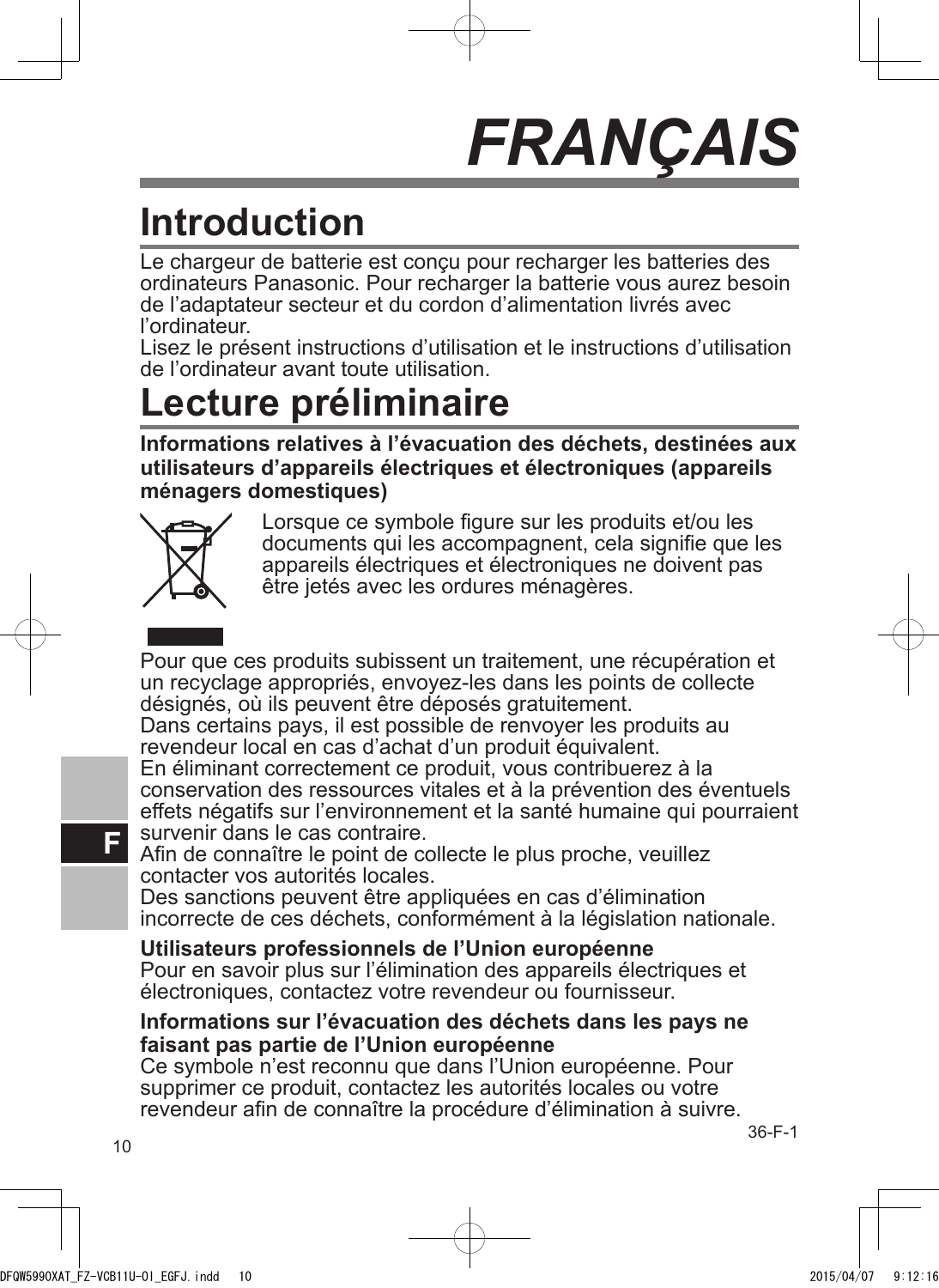# FRANÇAIS

## Introduction

Le chargeur de batterie est conçu pour recharger les batteries des ordinateurs Panasonic. Pour recharger la batterie vous aurez besoin de l'adaptateur secteur et du cordon d'alimentation livrés avec l'ordinateur.
Lisez le présent instructions d'utilisation et le instructions d'utilisation de l'ordinateur avant toute utilisation.

## Lecture préliminaire

**Informations relatives à l'évacuation des déchets, destinées aux utilisateurs d'appareils électriques et électroniques (appareils ménagers domestiques)**

Lorsque ce symbole figure sur les produits et/ou les documents qui les accompagnent, cela signifie que les appareils électriques et électroniques ne doivent pas être jetés avec les ordures ménagères.

Pour que ces produits subissent un traitement, une récupération et un recyclage appropriés, envoyez-les dans les points de collecte désignés, où ils peuvent être déposés gratuitement.
Dans certains pays, il est possible de renvoyer les produits au revendeur local en cas d'achat d'un produit équivalent.
En éliminant correctement ce produit, vous contribuerez à la conservation des ressources vitales et à la prévention des éventuels effets négatifs sur l'environnement et la santé humaine qui pourraient survenir dans le cas contraire.
Afin de connaître le point de collecte le plus proche, veuillez contacter vos autorités locales.
Des sanctions peuvent être appliquées en cas d'élimination incorrecte de ces déchets, conformément à la législation nationale.

**Utilisateurs professionnels de l'Union européenne**
Pour en savoir plus sur l'élimination des appareils électriques et électroniques, contactez votre revendeur ou fournisseur.

**Informations sur l'évacuation des déchets dans les pays ne faisant pas partie de l'Union européenne**
Ce symbole n'est reconnu que dans l'Union européenne. Pour supprimer ce produit, contactez les autorités locales ou votre revendeur afin de connaître la procédure d'élimination à suivre.

36-F-1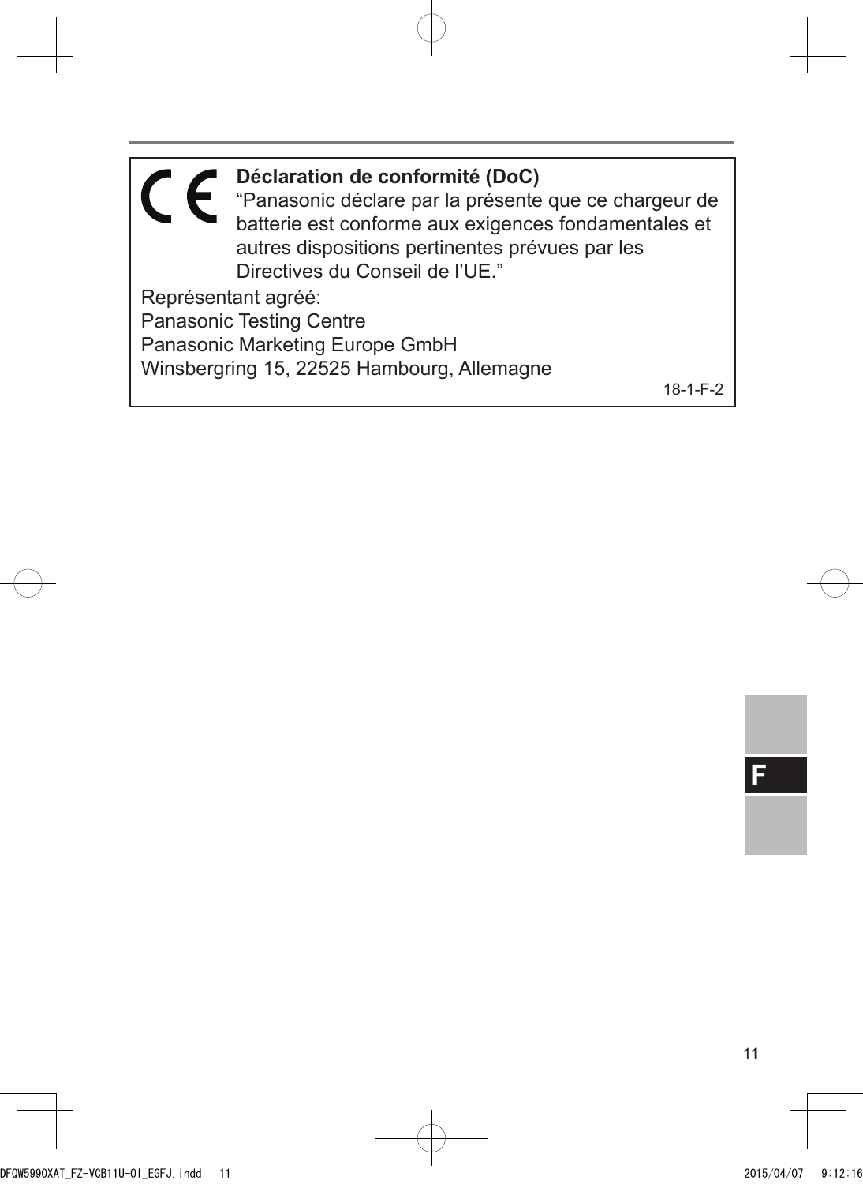CE

**Déclaration de conformité (DoC)**

“Panasonic déclare par la présente que ce chargeur de batterie est conforme aux exigences fondamentales et autres dispositions pertinentes prévues par les Directives du Conseil de l’UE.”

Représentant agréé:
Panasonic Testing Centre
Panasonic Marketing Europe GmbH
Winsbergring 15, 22525 Hambourg, Allemagne

18-1-F-2

F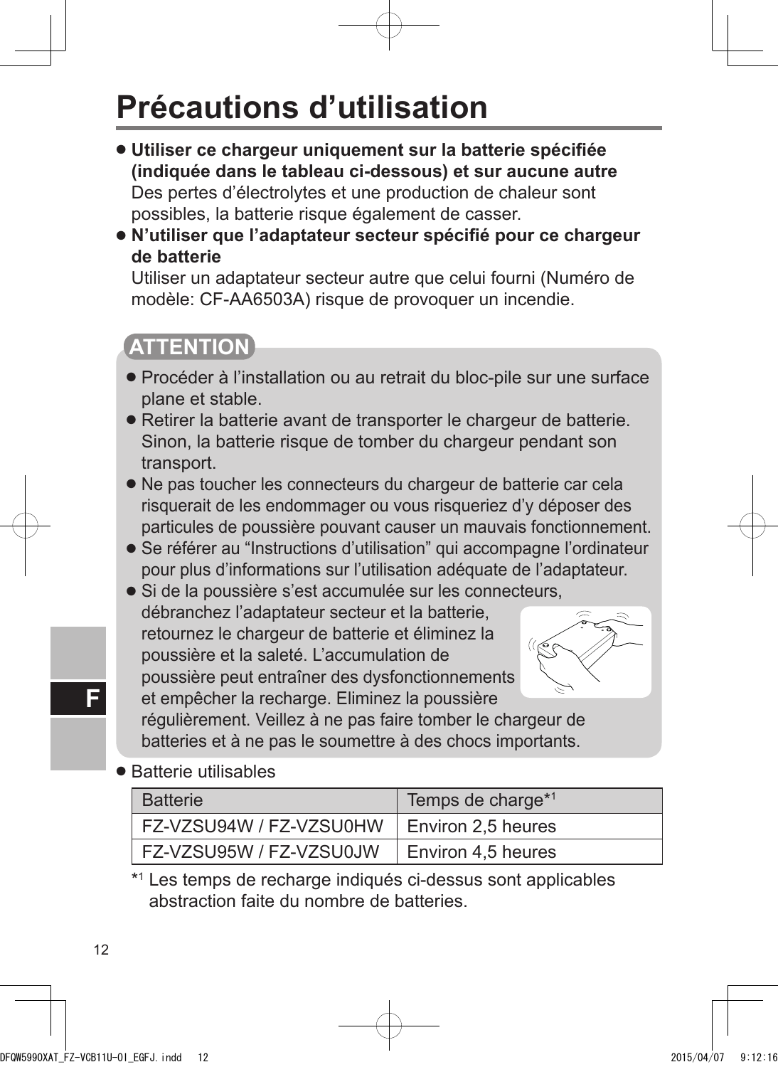# Précautions d’utilisation

- **Utiliser ce chargeur uniquement sur la batterie spécifiée (indiquée dans le tableau ci-dessous) et sur aucune autre**
  Des pertes d’électrolytes et une production de chaleur sont possibles, la batterie risque également de casser.
- **N’utiliser que l’adaptateur secteur spécifié pour ce chargeur de batterie**
  Utiliser un adaptateur secteur autre que celui fourni (Numéro de modèle: CF-AA6503A) risque de provoquer un incendie.

**ATTENTION**

- Procéder à l’installation ou au retrait du bloc-pile sur une surface plane et stable.
- Retirer la batterie avant de transporter le chargeur de batterie. Sinon, la batterie risque de tomber du chargeur pendant son transport.
- Ne pas toucher les connecteurs du chargeur de batterie car cela risquerait de les endommager ou vous risqueriez d’y déposer des particules de poussière pouvant causer un mauvais fonctionnement.
- Se référer au “Instructions d’utilisation” qui accompagne l’ordinateur pour plus d’informations sur l’utilisation adéquate de l’adaptateur.
- Si de la poussière s’est accumulée sur les connecteurs, débranchez l’adaptateur secteur et la batterie, retournez le chargeur de batterie et éliminez la poussière et la saleté. L’accumulation de poussière peut entraîner des dysfonctionnements et empêcher la recharge. Eliminez la poussière régulièrement. Veillez à ne pas faire tomber le chargeur de batteries et à ne pas le soumettre à des chocs importants.

- Batterie utilisables

| Batterie | Temps de charge*[1] |
|---|---|
| FZ-VZSU94W / FZ-VZSU0HW | Environ 2,5 heures |
| FZ-VZSU95W / FZ-VZSU0JW | Environ 4,5 heures |

*[1] Les temps de recharge indiqués ci-dessus sont applicables abstraction faite du nombre de batteries.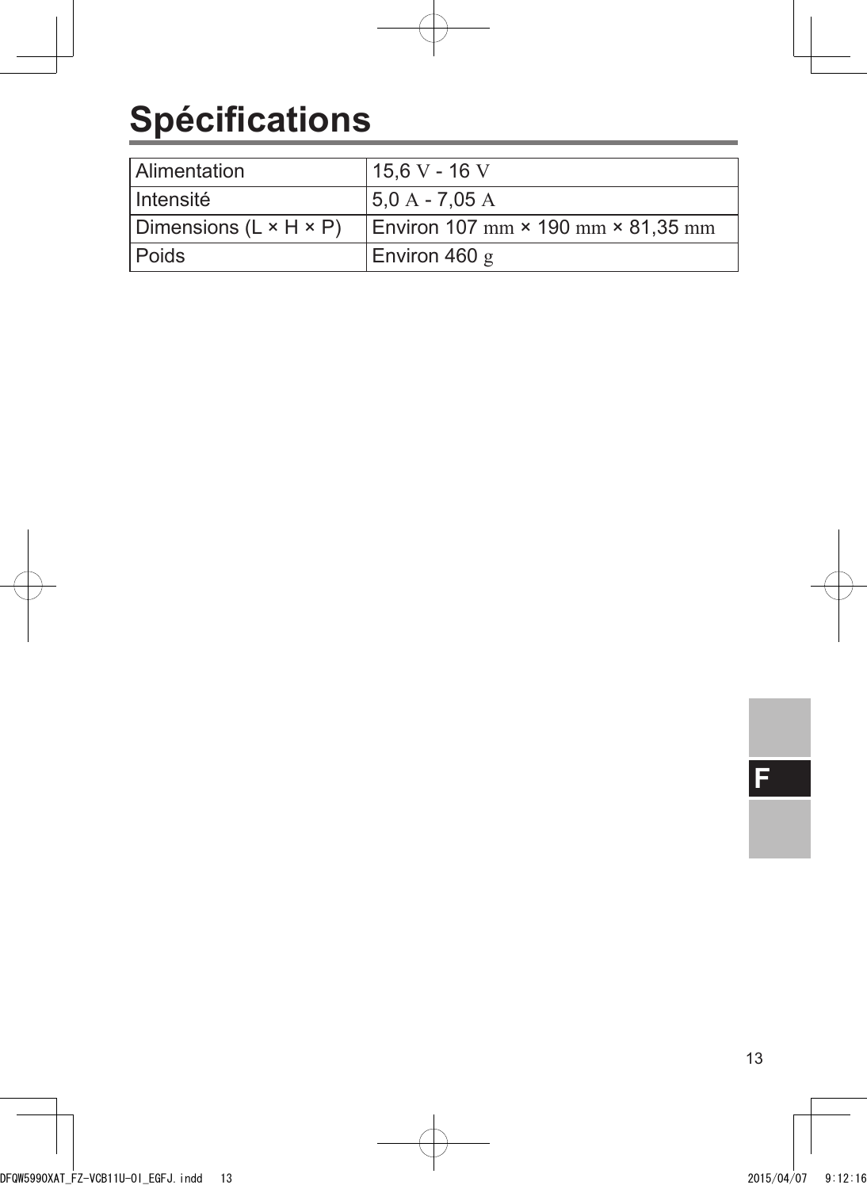# Spécifications

| Alimentation | 15,6 V - 16 V |
|---|---|
| Intensité | 5,0 A - 7,05 A |
| Dimensions (L × H × P) | Environ 107 mm × 190 mm × 81,35 mm |
| Poids | Environ 460 g |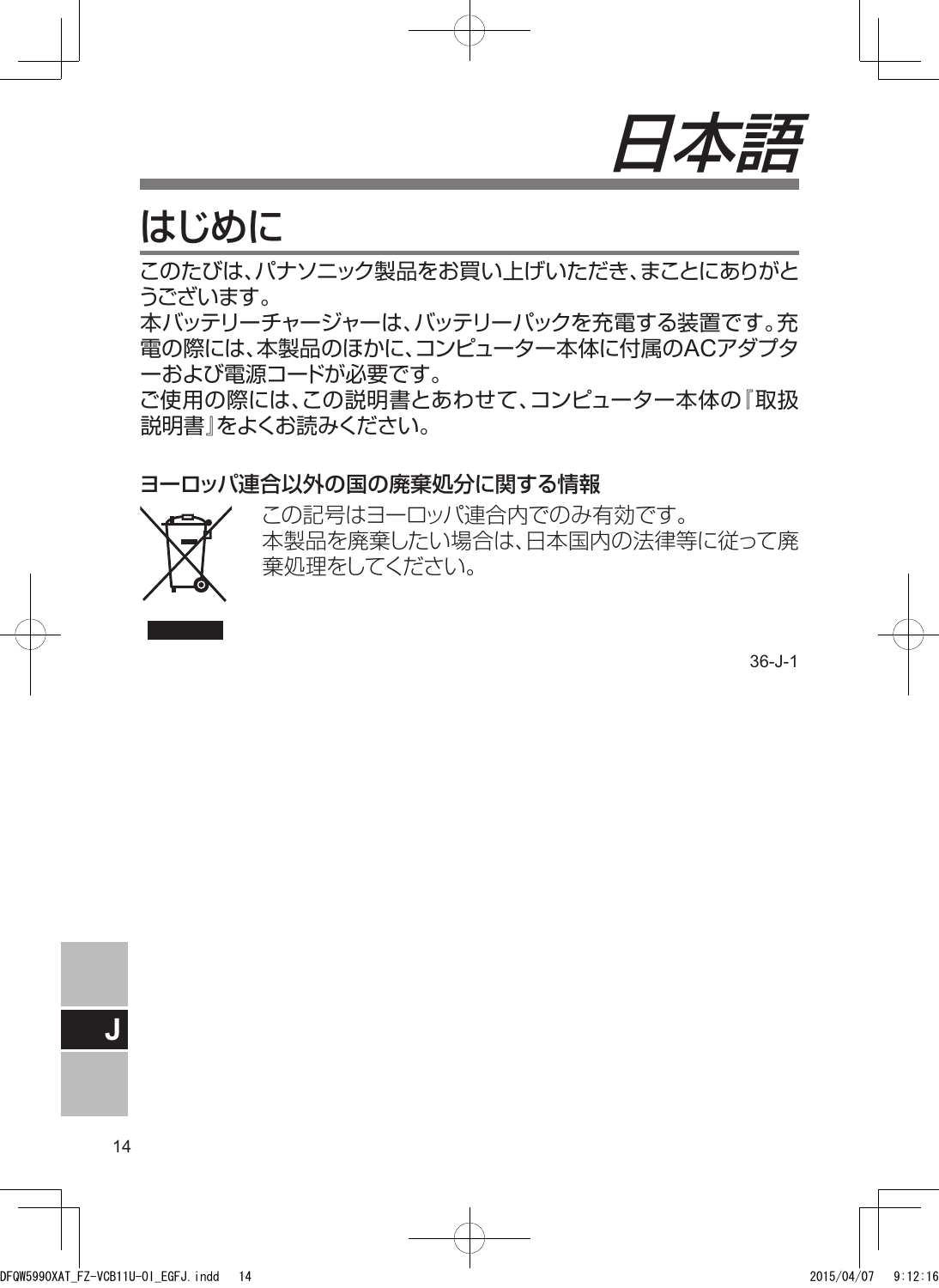# 日本語

## はじめに

このたびは、パナソニック製品をお買い上げいただき、まことにありがとうございます。
本バッテリーチャージャーは、バッテリーパックを充電する装置です。充電の際には、本製品のほかに、コンピューター本体に付属のACアダプターおよび電源コードが必要です。
ご使用の際には、この説明書とあわせて、コンピューター本体の『取扱説明書』をよくお読みください。

### ヨーロッパ連合以外の国の廃棄処分に関する情報

この記号はヨーロッパ連合内でのみ有効です。
本製品を廃棄したい場合は、日本国内の法律等に従って廃棄処理をしてください。

36-J-1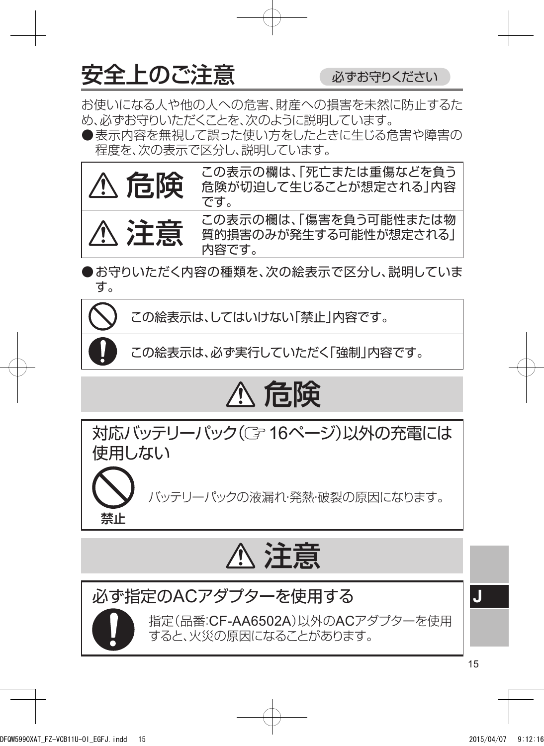# 安全上のご注意

必ずお守りください

お使いになる人や他の人への危害、財産への損害を未然に防止するため、必ずお守りいただくことを、次のように説明しています。

● 表示内容を無視して誤った使い方をしたときに生じる危害や障害の程度を、次の表示で区分し、説明しています。

| | |
|---|---|
| ⚠ 危険 | この表示の欄は、「死亡または重傷などを負う危険が切迫して生じることが想定される」内容です。 |
| ⚠ 注意 | この表示の欄は、「傷害を負う可能性または物質的損害のみが発生する可能性が想定される」内容です。 |

● お守りいただく内容の種類を、次の絵表示で区分し、説明しています。

| | |
|---|---|
| 🛇 | この絵表示は、してはいけない「禁止」内容です。 |
| ❗ | この絵表示は、必ず実行していただく「強制」内容です。 |

## ⚠ 危険

### 対応バッテリーパック（☞ 16ページ）以外の充電には使用しない

🛇 禁止

バッテリーパックの液漏れ・発熱・破裂の原因になります。

## ⚠ 注意

### 必ず指定のACアダプターを使用する

❗

指定（品番:CF-AA6502A）以外のACアダプターを使用すると、火災の原因になることがあります。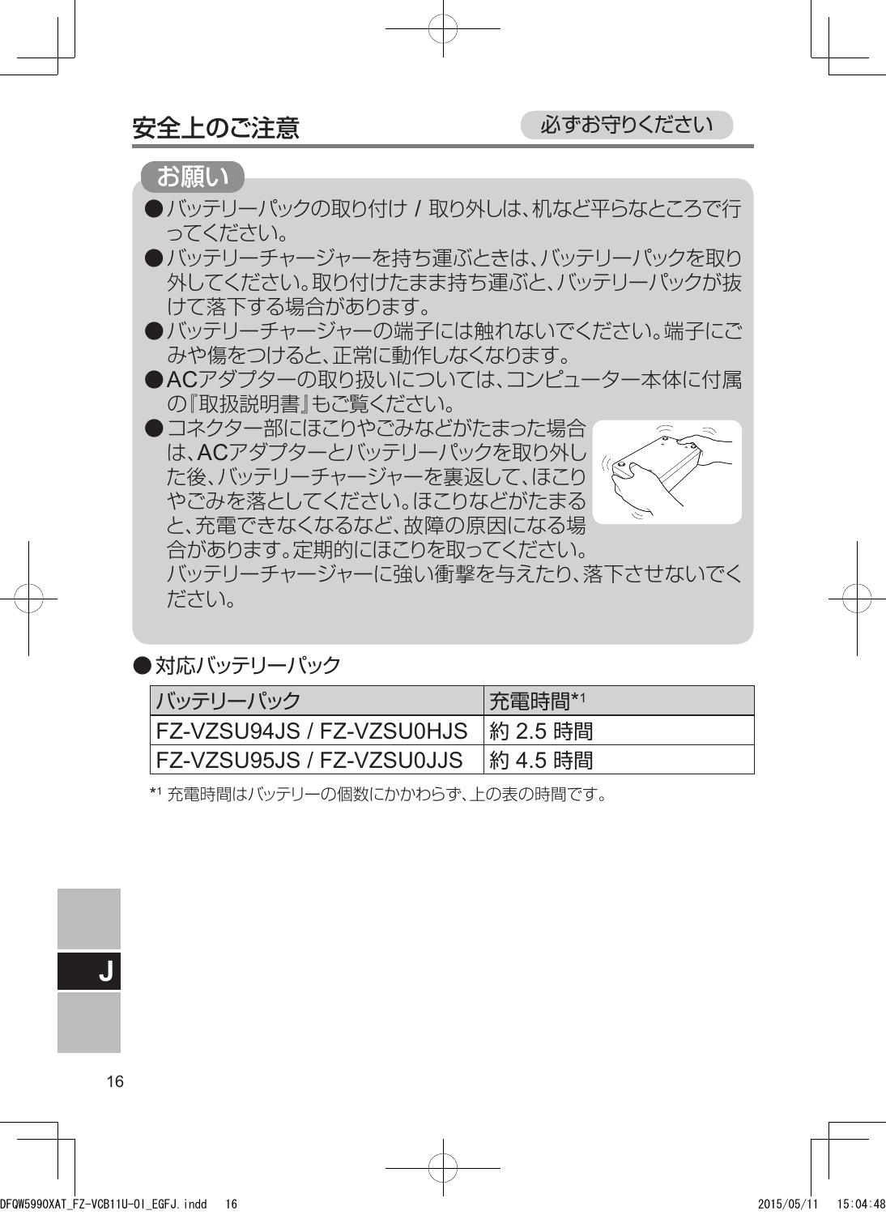## 安全上のご注意

必ずお守りください

**お願い**

- バッテリーパックの取り付け / 取り外しは、机など平らなところで行ってください。
- バッテリーチャージャーを持ち運ぶときは、バッテリーパックを取り外してください。取り付けたまま持ち運ぶと、バッテリーパックが抜けて落下する場合があります。
- バッテリーチャージャーの端子には触れないでください。端子にごみや傷をつけると、正常に動作しなくなります。
- ACアダプターの取り扱いについては、コンピューター本体に付属の『取扱説明書』もご覧ください。
- コネクター部にほこりやごみなどがたまった場合は、ACアダプターとバッテリーパックを取り外した後、バッテリーチャージャーを裏返して、ほこりやごみを落としてください。ほこりなどがたまると、充電できなくなるなど、故障の原因になる場合があります。定期的にほこりを取ってください。
  バッテリーチャージャーに強い衝撃を与えたり、落下させないでください。

- 対応バッテリーパック

| バッテリーパック | 充電時間*1 |
|---|---|
| FZ-VZSU94JS / FZ-VZSU0HJS | 約 2.5 時間 |
| FZ-VZSU95JS / FZ-VZSU0JJS | 約 4.5 時間 |

*1 充電時間はバッテリーの個数にかかわらず、上の表の時間です。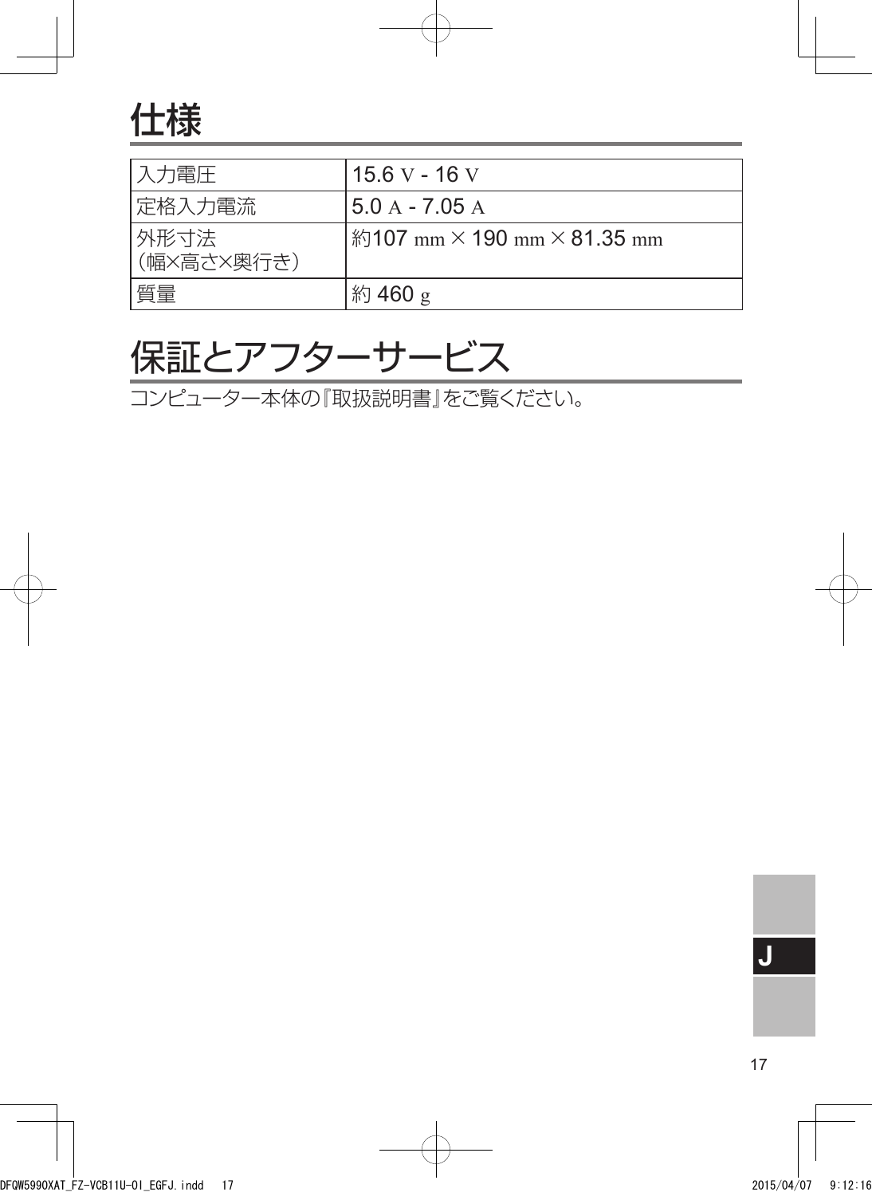# 仕様

| 入力電圧 | 15.6 V - 16 V |
|---|---|
| 定格入力電流 | 5.0 A - 7.05 A |
| 外形寸法<br>（幅×高さ×奥行き） | 約107 mm × 190 mm × 81.35 mm |
| 質量 | 約 460 g |

# 保証とアフターサービス

コンピューター本体の『取扱説明書』をご覧ください。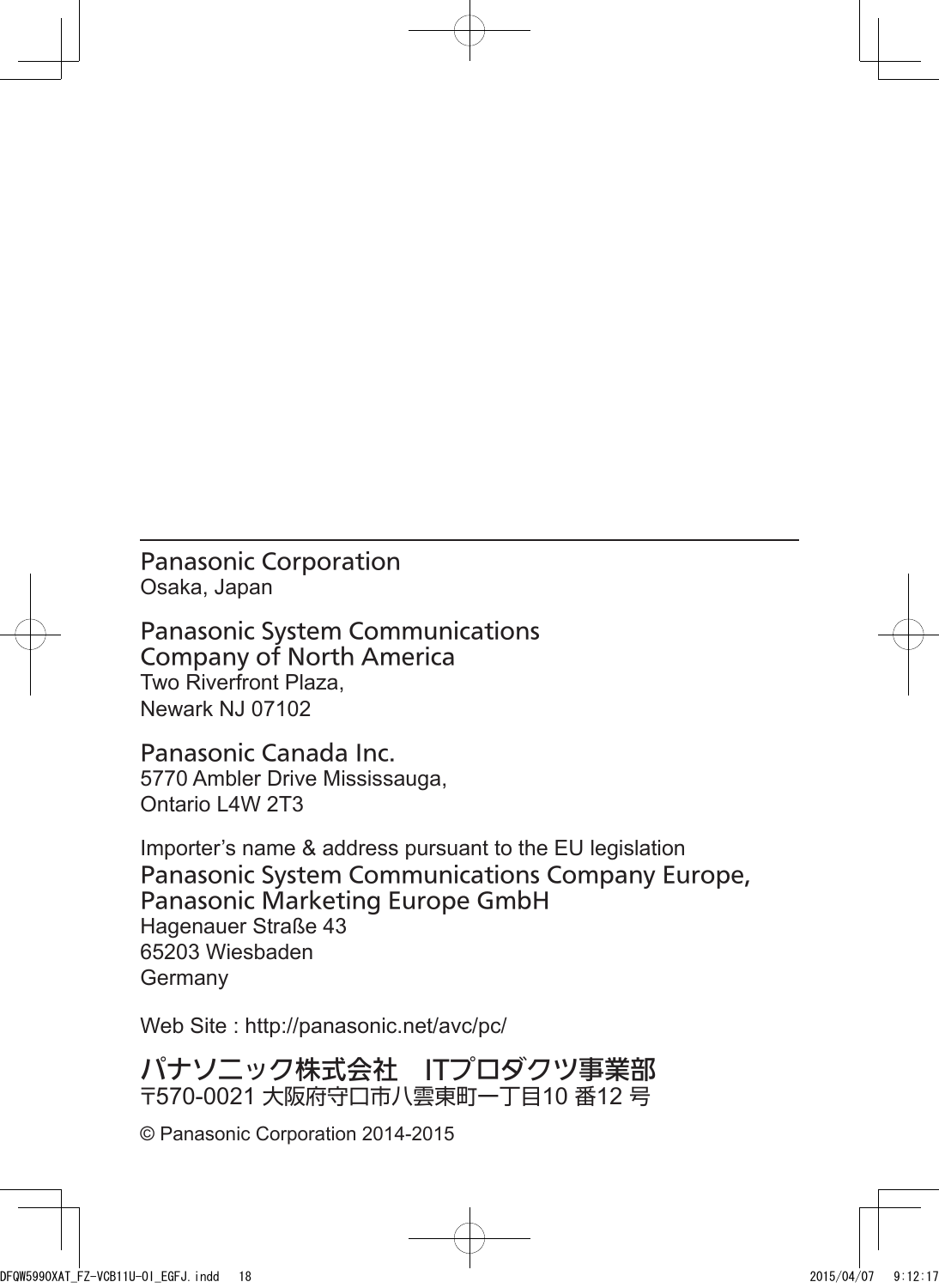**Panasonic Corporation**
Osaka, Japan

**Panasonic System Communications Company of North America**
Two Riverfront Plaza,
Newark NJ 07102

**Panasonic Canada Inc.**
5770 Ambler Drive Mississauga,
Ontario L4W 2T3

Importer’s name & address pursuant to the EU legislation
**Panasonic System Communications Company Europe, Panasonic Marketing Europe GmbH**
Hagenauer Straße 43
65203 Wiesbaden
Germany

Web Site : http://panasonic.net/avc/pc/

**パナソニック株式会社　ITプロダクツ事業部**
〒570-0021 大阪府守口市八雲東町一丁目10 番12 号

© Panasonic Corporation 2014-2015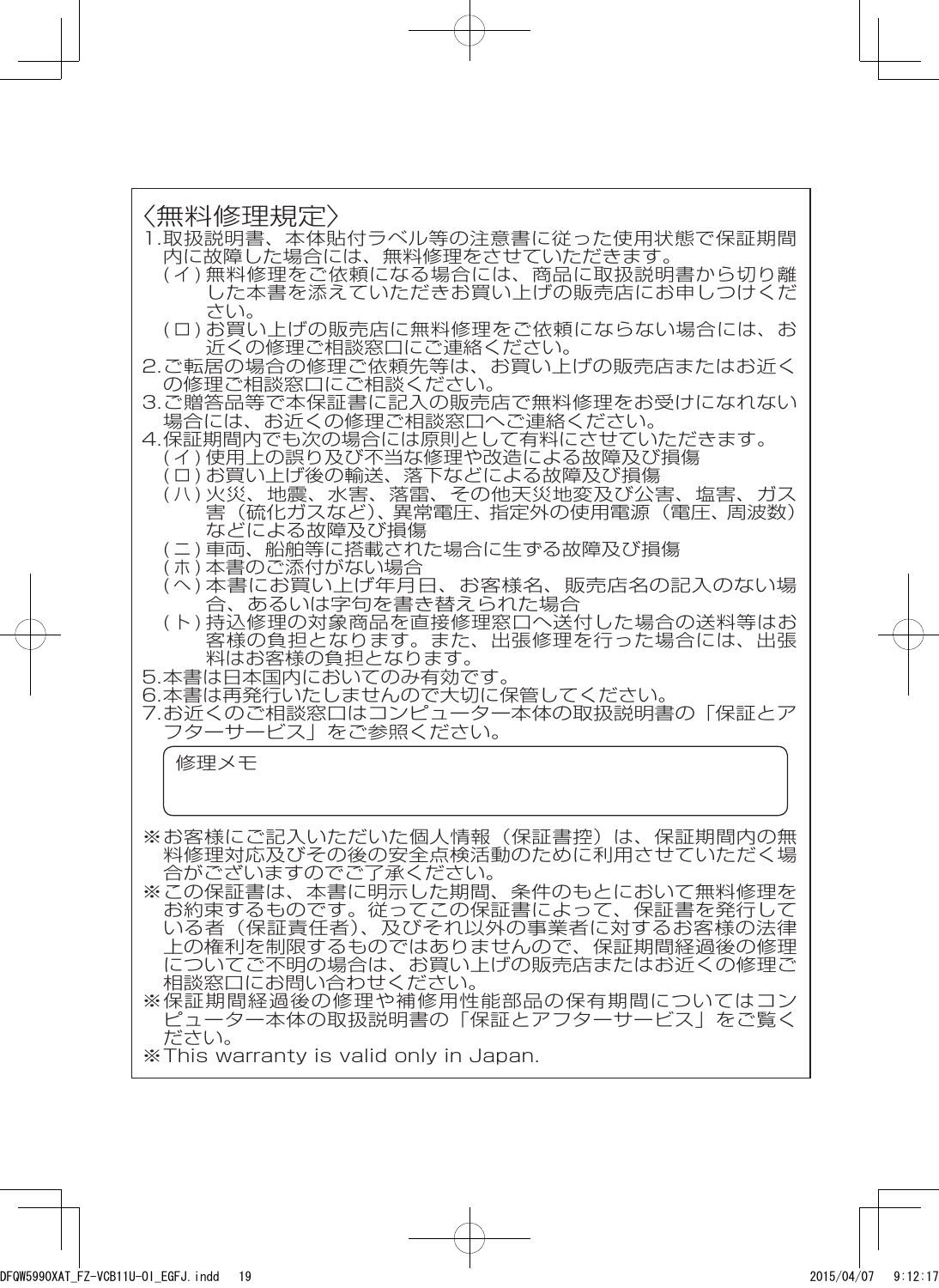## 〈無料修理規定〉

1.取扱説明書、本体貼付ラベル等の注意書に従った使用状態で保証期間内に故障した場合には、無料修理をさせていただきます。
   (イ) 無料修理をご依頼になる場合には、商品に取扱説明書から切り離した本書を添えていただきお買い上げの販売店にお申しつけください。
   (ロ) お買い上げの販売店に無料修理をご依頼にならない場合には、お近くの修理ご相談窓口にご連絡ください。
2.ご転居の場合の修理ご依頼先等は、お買い上げの販売店またはお近くの修理ご相談窓口にご相談ください。
3.ご贈答品等で本保証書に記入の販売店で無料修理をお受けになれない場合には、お近くの修理ご相談窓口へご連絡ください。
4.保証期間内でも次の場合には原則として有料にさせていただきます。
   (イ) 使用上の誤り及び不当な修理や改造による故障及び損傷
   (ロ) お買い上げ後の輸送、落下などによる故障及び損傷
   (ハ) 火災、地震、水害、落雷、その他天災地変及び公害、塩害、ガス害（硫化ガスなど）、異常電圧、指定外の使用電源（電圧、周波数）などによる故障及び損傷
   (ニ) 車両、船舶等に搭載された場合に生ずる故障及び損傷
   (ホ) 本書のご添付がない場合
   (ヘ) 本書にお買い上げ年月日、お客様名、販売店名の記入のない場合、あるいは字句を書き替えられた場合
   (ト) 持込修理の対象商品を直接修理窓口へ送付した場合の送料等はお客様の負担となります。また、出張修理を行った場合には、出張料はお客様の負担となります。
5.本書は日本国内においてのみ有効です。
6.本書は再発行いたしませんので大切に保管してください。
7.お近くのご相談窓口はコンピューター本体の取扱説明書の「保証とアフターサービス」をご参照ください。

| 修理メモ |
| --- |
| |

※お客様にご記入いただいた個人情報（保証書控）は、保証期間内の無料修理対応及びその後の安全点検活動のために利用させていただく場合がございますのでご了承ください。

※この保証書は、本書に明示した期間、条件のもとにおいて無料修理をお約束するものです。従ってこの保証書によって、保証書を発行している者（保証責任者）、及びそれ以外の事業者に対するお客様の法律上の権利を制限するものではありませんので、保証期間経過後の修理についてご不明の場合は、お買い上げの販売店またはお近くの修理ご相談窓口にお問い合わせください。

※保証期間経過後の修理や補修用性能部品の保有期間についてはコンピューター本体の取扱説明書の「保証とアフターサービス」をご覧ください。

※This warranty is valid only in Japan.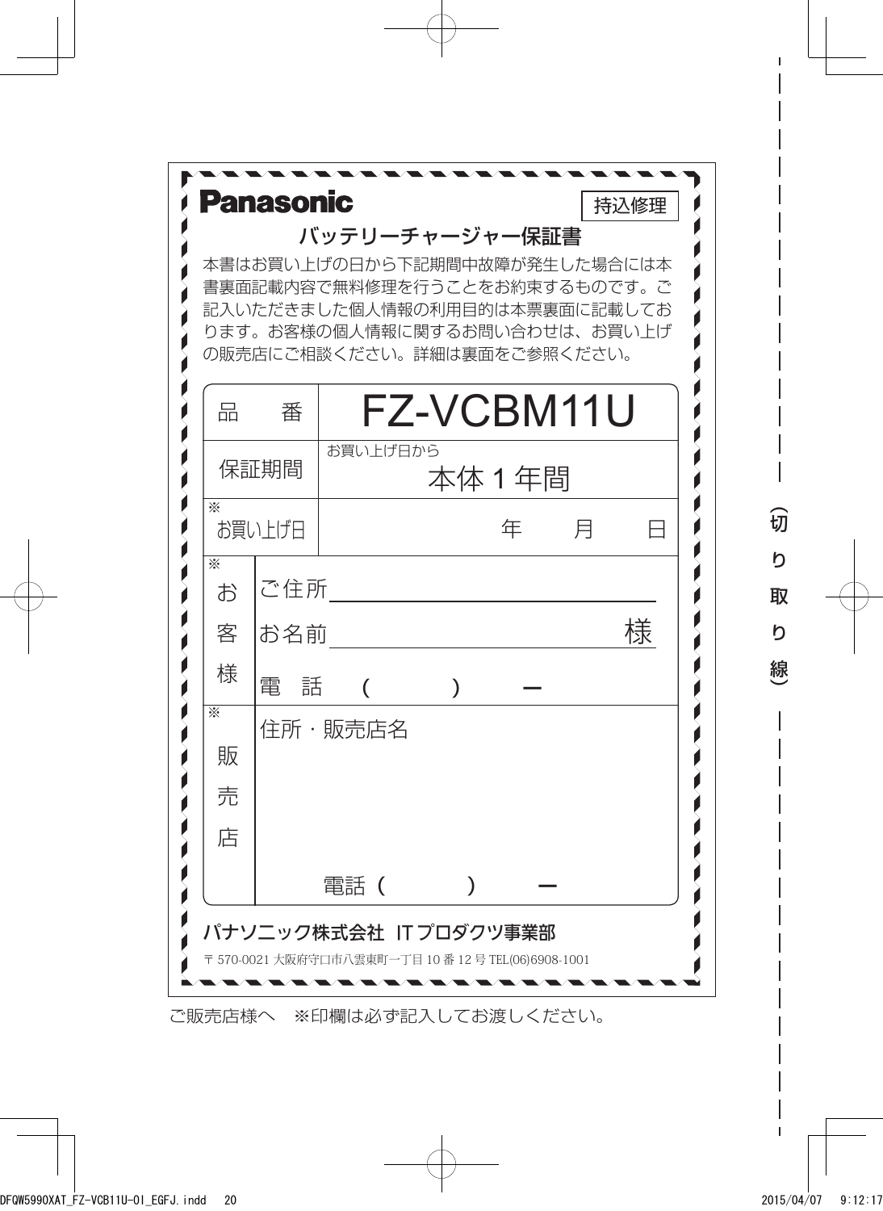**Panasonic**

持込修理

## バッテリーチャージャー保証書

本書はお買い上げの日から下記期間中故障が発生した場合には本書裏面記載内容で無料修理を行うことをお約束するものです。ご記入いただきました個人情報の利用目的は本票裏面に記載しております。お客様の個人情報に関するお問い合わせは、お買い上げの販売店にご相談ください。詳細は裏面をご参照ください。

| | | |
|---|---|---|
| 品　番 | | FZ-VCBM11U |
| 保証期間 | | お買い上げ日から<br>本体 1 年間 |
| ※<br>お買い上げ日 | | 年　月　日 |
| ※<br>お客様 | | ご住所<br>お名前　　　　　　　様<br>電　話　（　　　）　ー |
| ※<br>販売店 | | 住所・販売店名<br><br>電話（　　　）　ー |

**パナソニック株式会社　IT プロダクツ事業部**

〒 570-0021 大阪府守口市八雲東町一丁目 10 番 12 号 TEL(06)6908-1001

ご販売店様へ　※印欄は必ず記入してお渡しください。

（切り取り線）